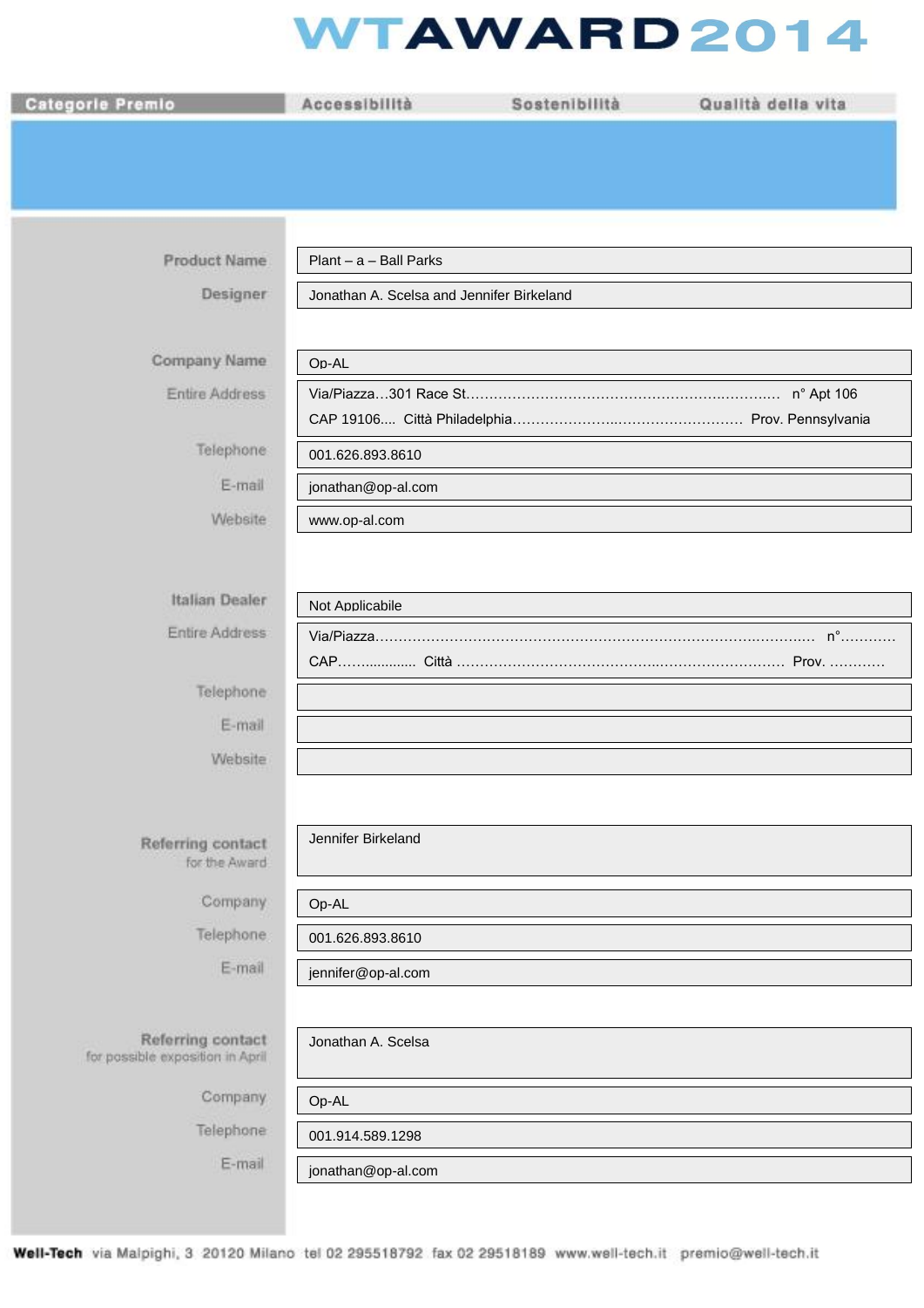# WTAWARD 2014

| Categorie Premio | Accessibilità | Sostenibilità | Qualità della vita |
|---|---|---|---|

**Product Name**: Plant – a – Ball Parks

**Designer**: Jonathan A. Scelsa and Jennifer Birkeland

**Company Name**: Op-AL

**Entire Address**: Via/Piazza…301 Race St……………………………………………………..…………..… n° Apt 106
CAP 19106.... Città Philadelphia…………………..……………………… Prov. Pennsylvania

**Telephone**: 001.626.893.8610

**E-mail**: jonathan@op-al.com

**Website**: www.op-al.com

**Italian Dealer**: Not Applicabile

**Entire Address**: Via/Piazza……………………………………………………………………….………….. n°…………
CAP……............ Città ………………………………………..……………………… Prov. …………

**Telephone**:

**E-mail**:

**Website**:

**Referring contact for the Award**: Jennifer Birkeland

**Company**: Op-AL

**Telephone**: 001.626.893.8610

**E-mail**: jennifer@op-al.com

**Referring contact for possible exposition in April**: Jonathan A. Scelsa

**Company**: Op-AL

**Telephone**: 001.914.589.1298

**E-mail**: jonathan@op-al.com

**Well-Tech** via Malpighi, 3 20120 Milano tel 02 295518792 fax 02 29518189 www.well-tech.it premio@well-tech.it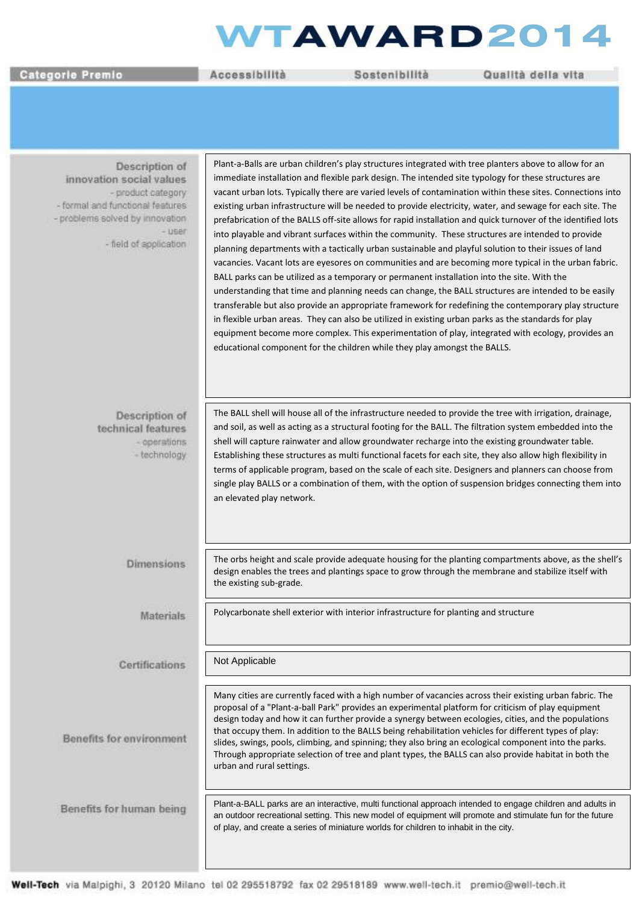# WTAWARD2014

| Categorie Premio | Accessibilità | Sostenibilità | Qualità della vita |
|---|---|---|---|

| | |
|---|---|
| **Description of innovation social values**<br>- product category<br>- formal and functional features<br>- problems solved by innovation<br>- user<br>- field of application | Plant-a-Balls are urban children's play structures integrated with tree planters above to allow for an immediate installation and flexible park design. The intended site typology for these structures are vacant urban lots. Typically there are varied levels of contamination within these sites. Connections into existing urban infrastructure will be needed to provide electricity, water, and sewage for each site. The prefabrication of the BALLS off-site allows for rapid installation and quick turnover of the identified lots into playable and vibrant surfaces within the community. These structures are intended to provide planning departments with a tactically urban sustainable and playful solution to their issues of land vacancies. Vacant lots are eyesores on communities and are becoming more typical in the urban fabric. BALL parks can be utilized as a temporary or permanent installation into the site. With the understanding that time and planning needs can change, the BALL structures are intended to be easily transferable but also provide an appropriate framework for redefining the contemporary play structure in flexible urban areas. They can also be utilized in existing urban parks as the standards for play equipment become more complex. This experimentation of play, integrated with ecology, provides an educational component for the children while they play amongst the BALLS. |
| **Description of technical features**<br>- operations<br>- technology | The BALL shell will house all of the infrastructure needed to provide the tree with irrigation, drainage, and soil, as well as acting as a structural footing for the BALL. The filtration system embedded into the shell will capture rainwater and allow groundwater recharge into the existing groundwater table. Establishing these structures as multi functional facets for each site, they also allow high flexibility in terms of applicable program, based on the scale of each site. Designers and planners can choose from single play BALLS or a combination of them, with the option of suspension bridges connecting them into an elevated play network. |
| **Dimensions** | The orbs height and scale provide adequate housing for the planting compartments above, as the shell's design enables the trees and plantings space to grow through the membrane and stabilize itself with the existing sub-grade. |
| **Materials** | Polycarbonate shell exterior with interior infrastructure for planting and structure |
| **Certifications** | Not Applicable |
| **Benefits for environment** | Many cities are currently faced with a high number of vacancies across their existing urban fabric. The proposal of a "Plant-a-ball Park" provides an experimental platform for criticism of play equipment design today and how it can further provide a synergy between ecologies, cities, and the populations that occupy them. In addition to the BALLS being rehabilitation vehicles for different types of play: slides, swings, pools, climbing, and spinning; they also bring an ecological component into the parks. Through appropriate selection of tree and plant types, the BALLS can also provide habitat in both the urban and rural settings. |
| **Benefits for human being** | Plant-a-BALL parks are an interactive, multi functional approach intended to engage children and adults in an outdoor recreational setting. This new model of equipment will promote and stimulate fun for the future of play, and create a series of miniature worlds for children to inhabit in the city. |

**Well-Tech** via Malpighi, 3 20120 Milano tel 02 295518792 fax 02 29518189 www.well-tech.it premio@well-tech.it